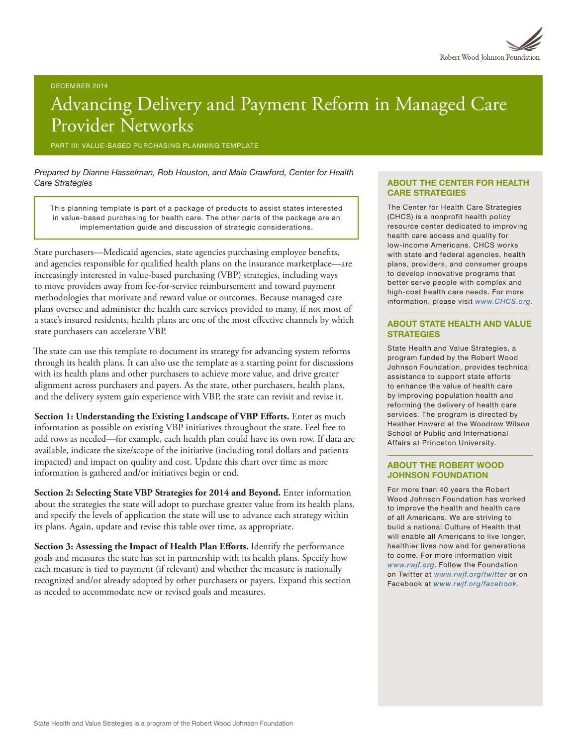DECEMBER 2014

# Advancing Delivery and Payment Reform in Managed Care Provider Networks

PART III: VALUE-BASED PURCHASING PLANNING TEMPLATE

*Prepared by Dianne Hasselman, Rob Houston, and Maia Crawford, Center for Health Care Strategies*

> This planning template is part of a package of products to assist states interested in value-based purchasing for health care. The other parts of the package are an implementation guide and discussion of strategic considerations.

State purchasers—Medicaid agencies, state agencies purchasing employee benefits, and agencies responsible for qualified health plans on the insurance marketplace—are increasingly interested in value-based purchasing (VBP) strategies, including ways to move providers away from fee-for-service reimbursement and toward payment methodologies that motivate and reward value or outcomes. Because managed care plans oversee and administer the health care services provided to many, if not most of a state's insured residents, health plans are one of the most effective channels by which state purchasers can accelerate VBP.

The state can use this template to document its strategy for advancing system reforms through its health plans. It can also use the template as a starting point for discussions with its health plans and other purchasers to achieve more value, and drive greater alignment across purchasers and payers. As the state, other purchasers, health plans, and the delivery system gain experience with VBP, the state can revisit and revise it.

**Section 1: Understanding the Existing Landscape of VBP Efforts.** Enter as much information as possible on existing VBP initiatives throughout the state. Feel free to add rows as needed—for example, each health plan could have its own row. If data are available, indicate the size/scope of the initiative (including total dollars and patients impacted) and impact on quality and cost. Update this chart over time as more information is gathered and/or initiatives begin or end.

**Section 2: Selecting State VBP Strategies for 2014 and Beyond.** Enter information about the strategies the state will adopt to purchase greater value from its health plans, and specify the levels of application the state will use to advance each strategy within its plans. Again, update and revise this table over time, as appropriate.

**Section 3: Assessing the Impact of Health Plan Efforts.** Identify the performance goals and measures the state has set in partnership with its health plans. Specify how each measure is tied to payment (if relevant) and whether the measure is nationally recognized and/or already adopted by other purchasers or payers. Expand this section as needed to accommodate new or revised goals and measures.

## ABOUT THE CENTER FOR HEALTH CARE STRATEGIES

The Center for Health Care Strategies (CHCS) is a nonprofit health policy resource center dedicated to improving health care access and quality for low-income Americans. CHCS works with state and federal agencies, health plans, providers, and consumer groups to develop innovative programs that better serve people with complex and high-cost health care needs. For more information, please visit *www.CHCS.org*.

## ABOUT STATE HEALTH AND VALUE STRATEGIES

State Health and Value Strategies, a program funded by the Robert Wood Johnson Foundation, provides technical assistance to support state efforts to enhance the value of health care by improving population health and reforming the delivery of health care services. The program is directed by Heather Howard at the Woodrow Wilson School of Public and International Affairs at Princeton University.

## ABOUT THE ROBERT WOOD JOHNSON FOUNDATION

For more than 40 years the Robert Wood Johnson Foundation has worked to improve the health and health care of all Americans. We are striving to build a national Culture of Health that will enable all Americans to live longer, healthier lives now and for generations to come. For more information visit *www.rwjf.org*. Follow the Foundation on Twitter at *www.rwjf.org/twitter* or on Facebook at *www.rwjf.org/facebook*.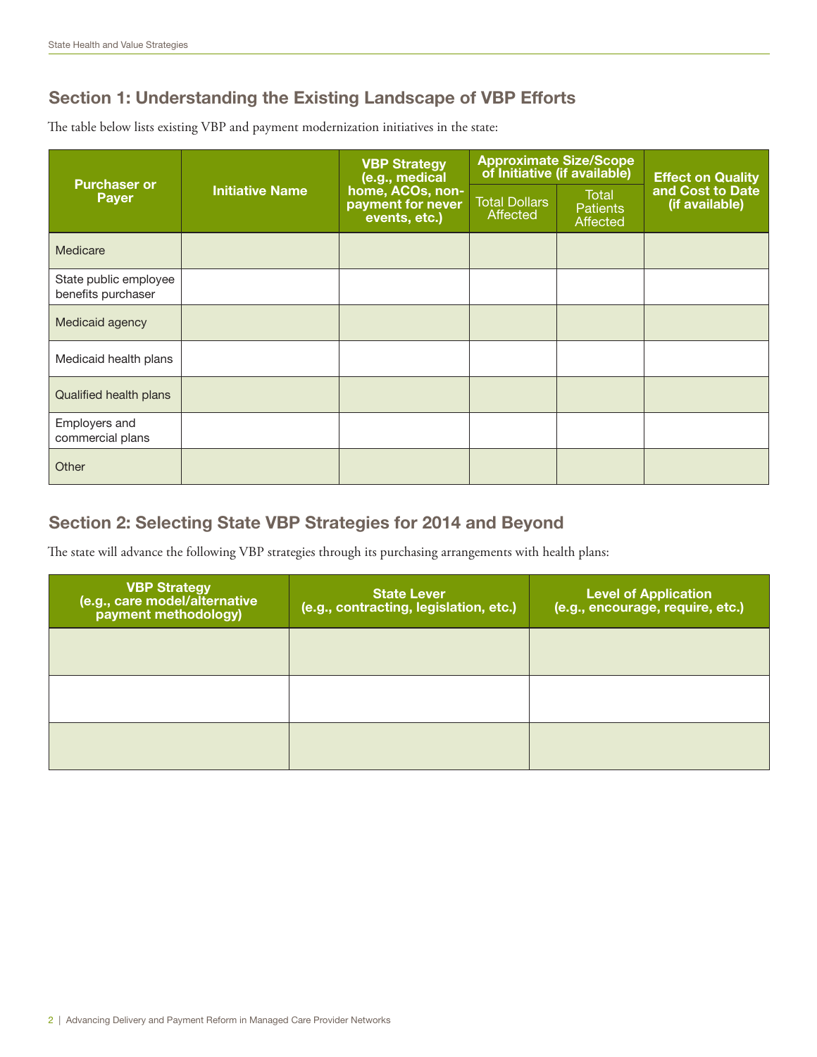## Section 1: Understanding the Existing Landscape of VBP Efforts

The table below lists existing VBP and payment modernization initiatives in the state:

| Purchaser or Payer | Initiative Name | VBP Strategy (e.g., medical home, ACOs, non-payment for never events, etc.) | Approximate Size/Scope of Initiative (if available) | | Effect on Quality and Cost to Date (if available) |
|---|---|---|---|---|---|
| | | | Total Dollars Affected | Total Patients Affected | |
| Medicare | | | | | |
| State public employee benefits purchaser | | | | | |
| Medicaid agency | | | | | |
| Medicaid health plans | | | | | |
| Qualified health plans | | | | | |
| Employers and commercial plans | | | | | |
| Other | | | | | |

## Section 2: Selecting State VBP Strategies for 2014 and Beyond

The state will advance the following VBP strategies through its purchasing arrangements with health plans:

| VBP Strategy (e.g., care model/alternative payment methodology) | State Lever (e.g., contracting, legislation, etc.) | Level of Application (e.g., encourage, require, etc.) |
|---|---|---|
| | | |
| | | |
| | | |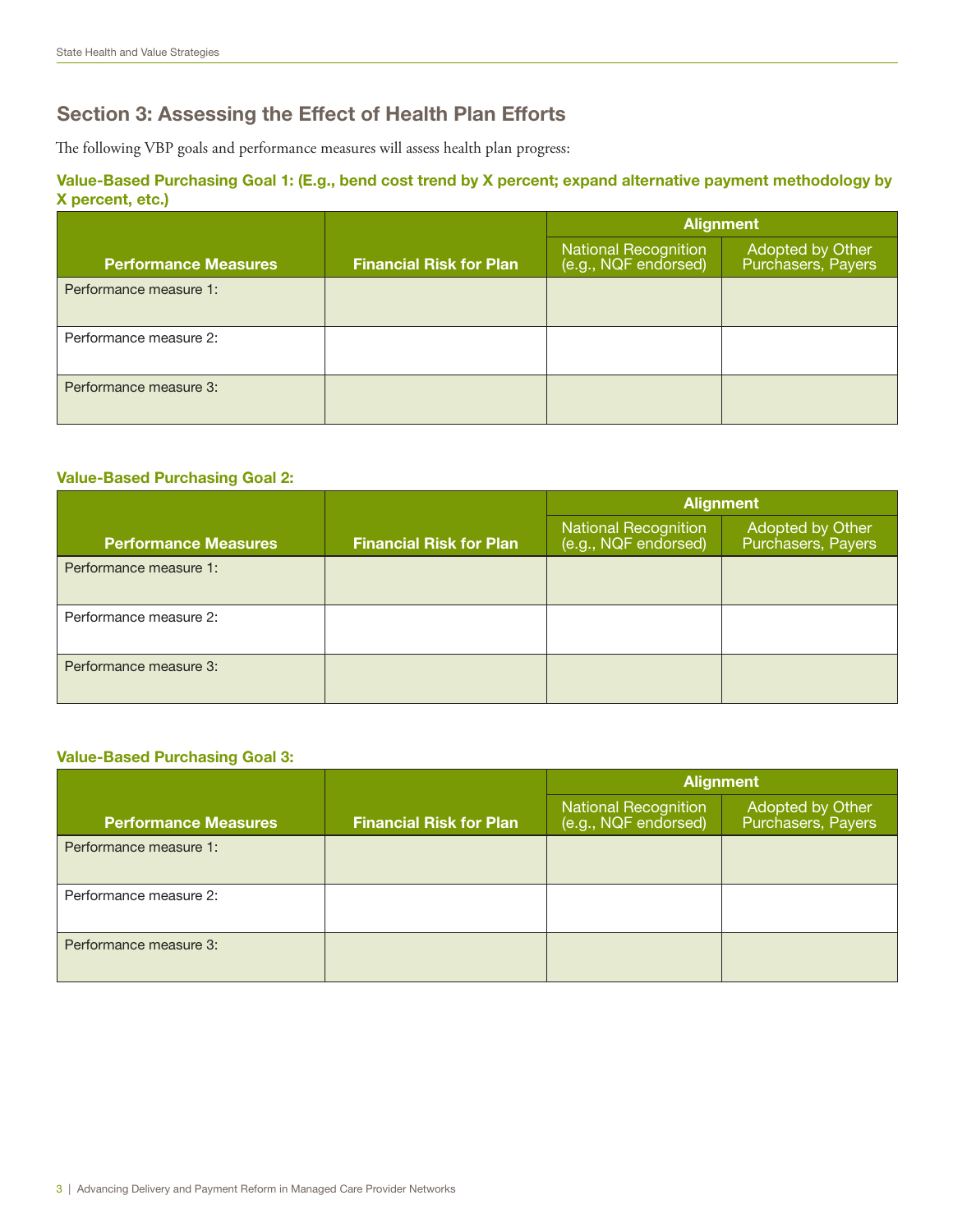## Section 3: Assessing the Effect of Health Plan Efforts

The following VBP goals and performance measures will assess health plan progress:

**Value-Based Purchasing Goal 1: (E.g., bend cost trend by X percent; expand alternative payment methodology by X percent, etc.)**

| Performance Measures | Financial Risk for Plan | Alignment | |
|---|---|---|---|
| | | National Recognition (e.g., NQF endorsed) | Adopted by Other Purchasers, Payers |
| Performance measure 1: | | | |
| Performance measure 2: | | | |
| Performance measure 3: | | | |

**Value-Based Purchasing Goal 2:**

| Performance Measures | Financial Risk for Plan | Alignment | |
|---|---|---|---|
| | | National Recognition (e.g., NQF endorsed) | Adopted by Other Purchasers, Payers |
| Performance measure 1: | | | |
| Performance measure 2: | | | |
| Performance measure 3: | | | |

**Value-Based Purchasing Goal 3:**

| Performance Measures | Financial Risk for Plan | Alignment | |
|---|---|---|---|
| | | National Recognition (e.g., NQF endorsed) | Adopted by Other Purchasers, Payers |
| Performance measure 1: | | | |
| Performance measure 2: | | | |
| Performance measure 3: | | | |